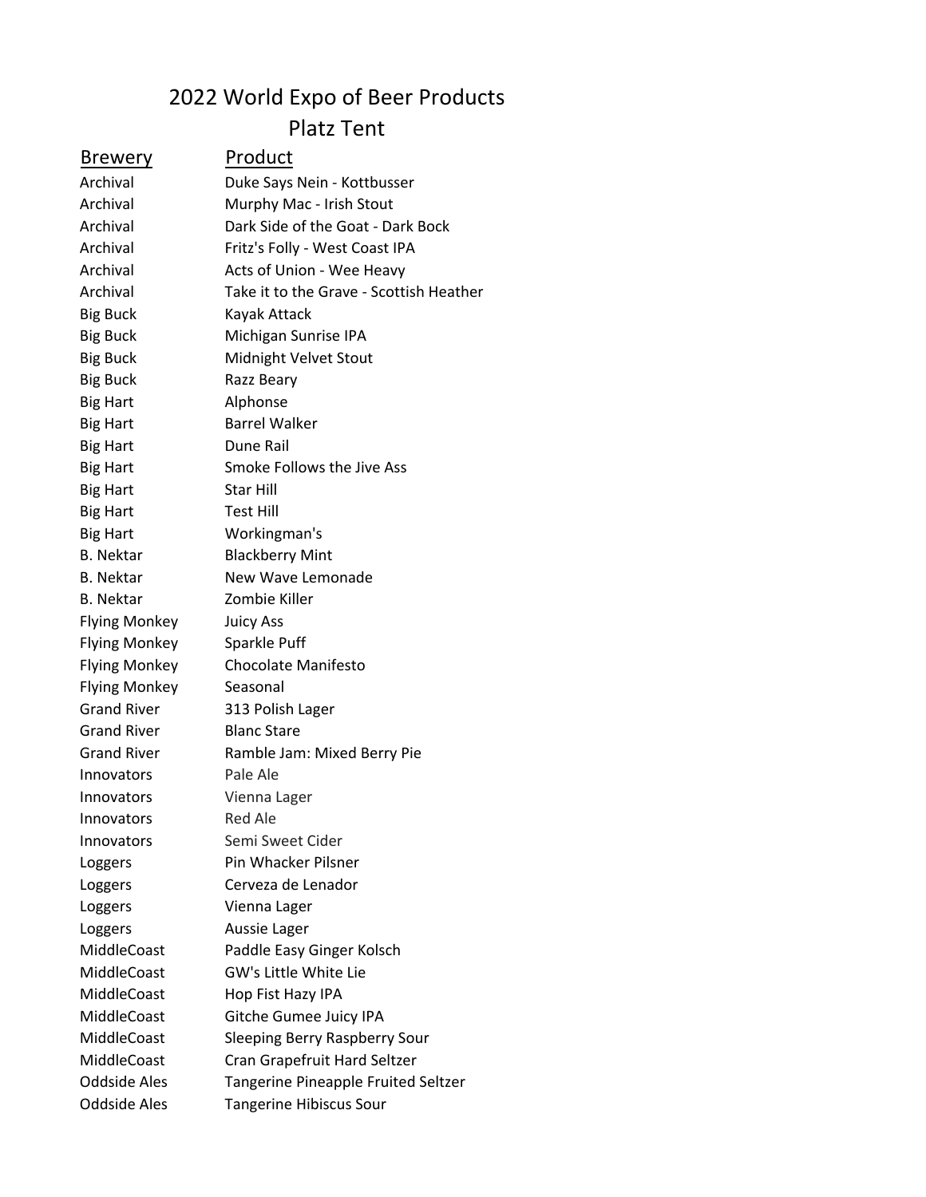# 2022 World Expo of Beer Products

## Platz Tent

| Brewery | Product |
| --- | --- |
| Archival | Duke Says Nein - Kottbusser |
| Archival | Murphy Mac - Irish Stout |
| Archival | Dark Side of the Goat - Dark Bock |
| Archival | Fritz's Folly - West Coast IPA |
| Archival | Acts of Union - Wee Heavy |
| Archival | Take it to the Grave - Scottish Heather |
| Big Buck | Kayak Attack |
| Big Buck | Michigan Sunrise IPA |
| Big Buck | Midnight Velvet Stout |
| Big Buck | Razz Beary |
| Big Hart | Alphonse |
| Big Hart | Barrel Walker |
| Big Hart | Dune Rail |
| Big Hart | Smoke Follows the Jive Ass |
| Big Hart | Star Hill |
| Big Hart | Test Hill |
| Big Hart | Workingman's |
| B. Nektar | Blackberry Mint |
| B. Nektar | New Wave Lemonade |
| B. Nektar | Zombie Killer |
| Flying Monkey | Juicy Ass |
| Flying Monkey | Sparkle Puff |
| Flying Monkey | Chocolate Manifesto |
| Flying Monkey | Seasonal |
| Grand River | 313 Polish Lager |
| Grand River | Blanc Stare |
| Grand River | Ramble Jam: Mixed Berry Pie |
| Innovators | Pale Ale |
| Innovators | Vienna Lager |
| Innovators | Red Ale |
| Innovators | Semi Sweet Cider |
| Loggers | Pin Whacker Pilsner |
| Loggers | Cerveza de Lenador |
| Loggers | Vienna Lager |
| Loggers | Aussie Lager |
| MiddleCoast | Paddle Easy Ginger Kolsch |
| MiddleCoast | GW's Little White Lie |
| MiddleCoast | Hop Fist Hazy IPA |
| MiddleCoast | Gitche Gumee Juicy IPA |
| MiddleCoast | Sleeping Berry Raspberry Sour |
| MiddleCoast | Cran Grapefruit Hard Seltzer |
| Oddside Ales | Tangerine Pineapple Fruited Seltzer |
| Oddside Ales | Tangerine Hibiscus Sour |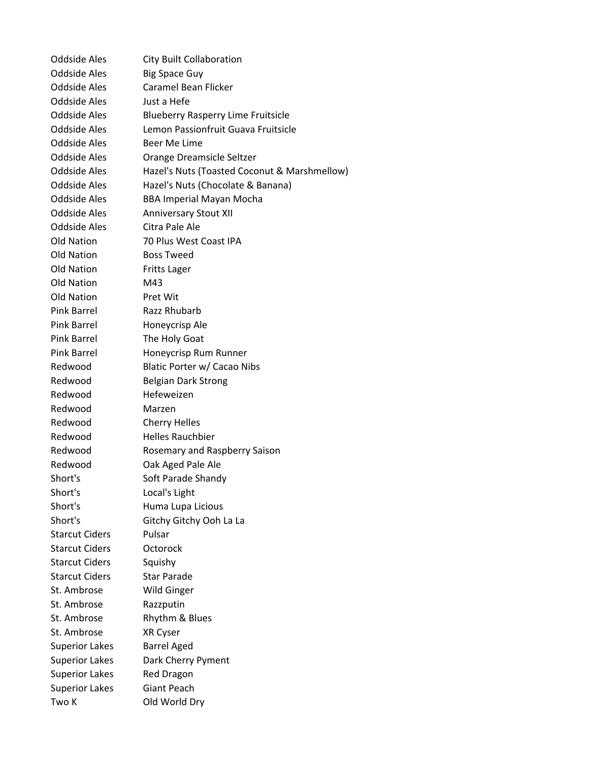| | |
|---|---|
| Oddside Ales | City Built Collaboration |
| Oddside Ales | Big Space Guy |
| Oddside Ales | Caramel Bean Flicker |
| Oddside Ales | Just a Hefe |
| Oddside Ales | Blueberry Rasperry Lime Fruitsicle |
| Oddside Ales | Lemon Passionfruit Guava Fruitsicle |
| Oddside Ales | Beer Me Lime |
| Oddside Ales | Orange Dreamsicle Seltzer |
| Oddside Ales | Hazel's Nuts (Toasted Coconut & Marshmellow) |
| Oddside Ales | Hazel's Nuts (Chocolate & Banana) |
| Oddside Ales | BBA Imperial Mayan Mocha |
| Oddside Ales | Anniversary Stout XII |
| Oddside Ales | Citra Pale Ale |
| Old Nation | 70 Plus West Coast IPA |
| Old Nation | Boss Tweed |
| Old Nation | Fritts Lager |
| Old Nation | M43 |
| Old Nation | Pret Wit |
| Pink Barrel | Razz Rhubarb |
| Pink Barrel | Honeycrisp Ale |
| Pink Barrel | The Holy Goat |
| Pink Barrel | Honeycrisp Rum Runner |
| Redwood | Blatic Porter w/ Cacao Nibs |
| Redwood | Belgian Dark Strong |
| Redwood | Hefeweizen |
| Redwood | Marzen |
| Redwood | Cherry Helles |
| Redwood | Helles Rauchbier |
| Redwood | Rosemary and Raspberry Saison |
| Redwood | Oak Aged Pale Ale |
| Short's | Soft Parade Shandy |
| Short's | Local's Light |
| Short's | Huma Lupa Licious |
| Short's | Gitchy Gitchy Ooh La La |
| Starcut Ciders | Pulsar |
| Starcut Ciders | Octorock |
| Starcut Ciders | Squishy |
| Starcut Ciders | Star Parade |
| St. Ambrose | Wild Ginger |
| St. Ambrose | Razzputin |
| St. Ambrose | Rhythm & Blues |
| St. Ambrose | XR Cyser |
| Superior Lakes | Barrel Aged |
| Superior Lakes | Dark Cherry Pyment |
| Superior Lakes | Red Dragon |
| Superior Lakes | Giant Peach |
| Two K | Old World Dry |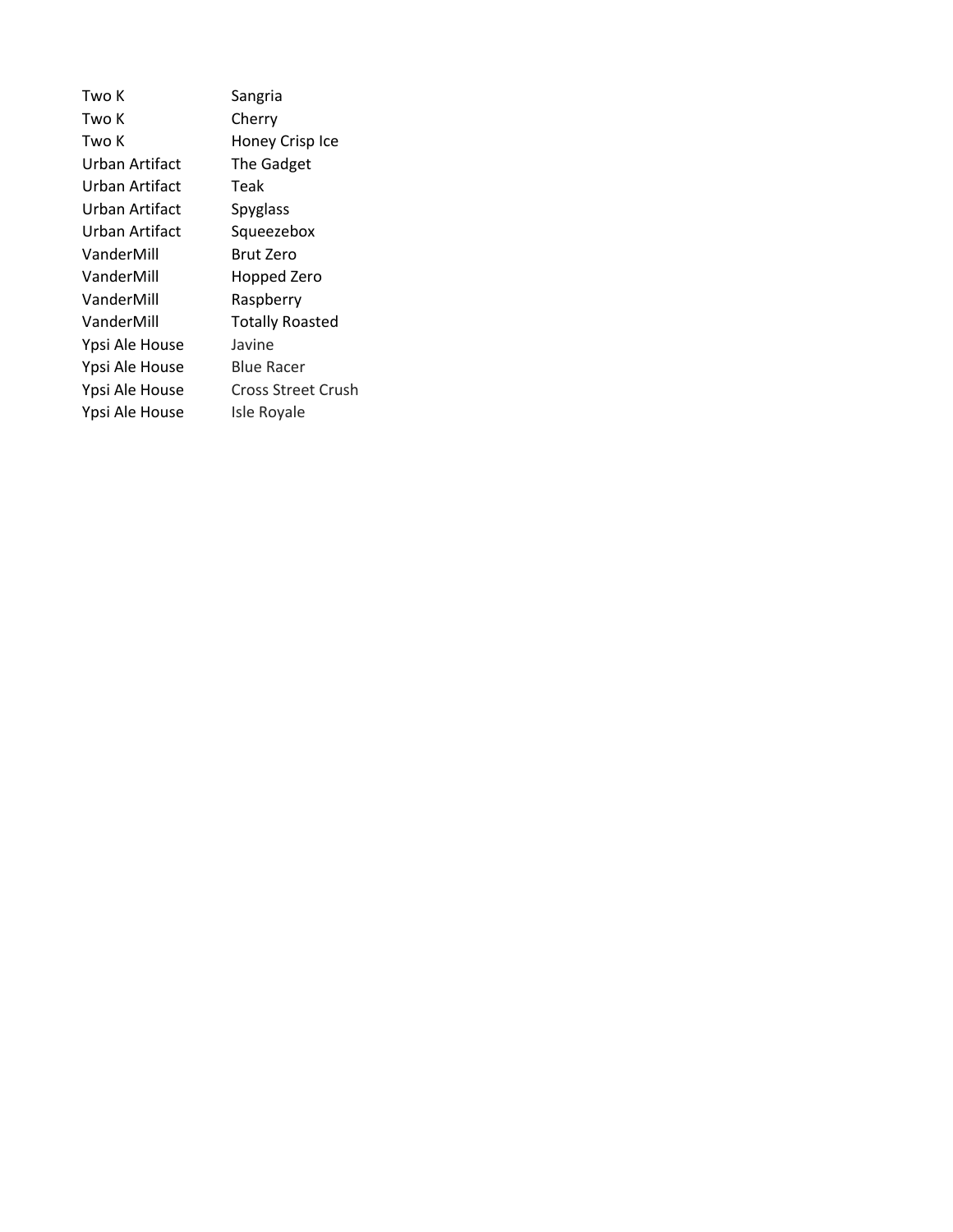| | |
|---|---|
| Two K | Sangria |
| Two K | Cherry |
| Two K | Honey Crisp Ice |
| Urban Artifact | The Gadget |
| Urban Artifact | Teak |
| Urban Artifact | Spyglass |
| Urban Artifact | Squeezebox |
| VanderMill | Brut Zero |
| VanderMill | Hopped Zero |
| VanderMill | Raspberry |
| VanderMill | Totally Roasted |
| Ypsi Ale House | Javine |
| Ypsi Ale House | Blue Racer |
| Ypsi Ale House | Cross Street Crush |
| Ypsi Ale House | Isle Royale |